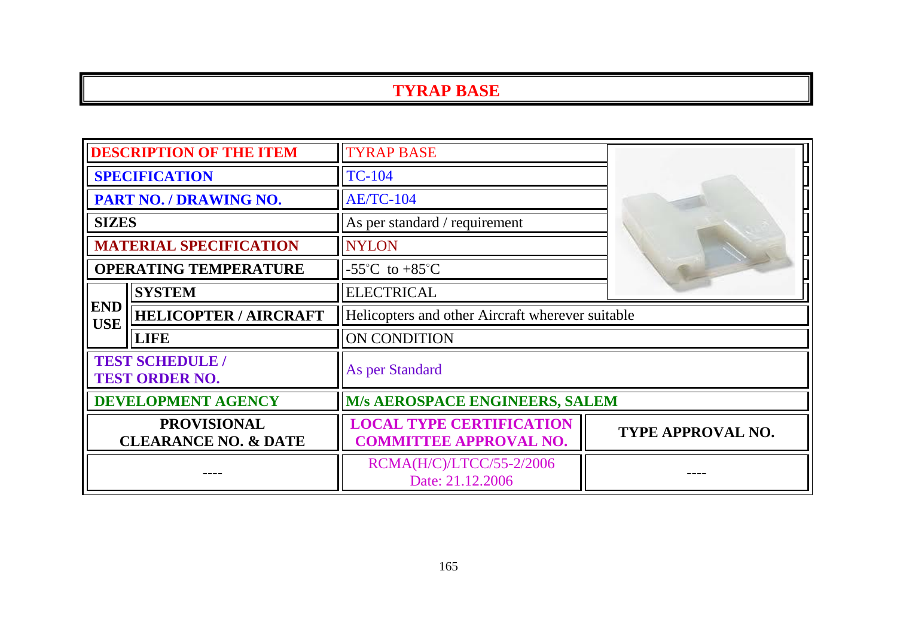# TYRAP BASE

| | | | |
|---|---|---|---|
| **DESCRIPTION OF THE ITEM** | | TYRAP BASE | |
| **SPECIFICATION** | | TC-104 | |
| **PART NO. / DRAWING NO.** | | AE/TC-104 | |
| **SIZES** | | As per standard / requirement | |
| **MATERIAL SPECIFICATION** | | NYLON | |
| **OPERATING TEMPERATURE** | | -55°C to +85°C | |
| **END USE** | **SYSTEM** | ELECTRICAL | |
| | **HELICOPTER / AIRCRAFT** | Helicopters and other Aircraft wherever suitable | |
| | **LIFE** | ON CONDITION | |
| **TEST SCHEDULE / TEST ORDER NO.** | | As per Standard | |
| **DEVELOPMENT AGENCY** | | **M/s AEROSPACE ENGINEERS, SALEM** | |
| **PROVISIONAL CLEARANCE NO. & DATE** | | **LOCAL TYPE CERTIFICATION COMMITTEE APPROVAL NO.** | **TYPE APPROVAL NO.** |
| ---- | | RCMA(H/C)/LTCC/55-2/2006 Date: 21.12.2006 | ---- |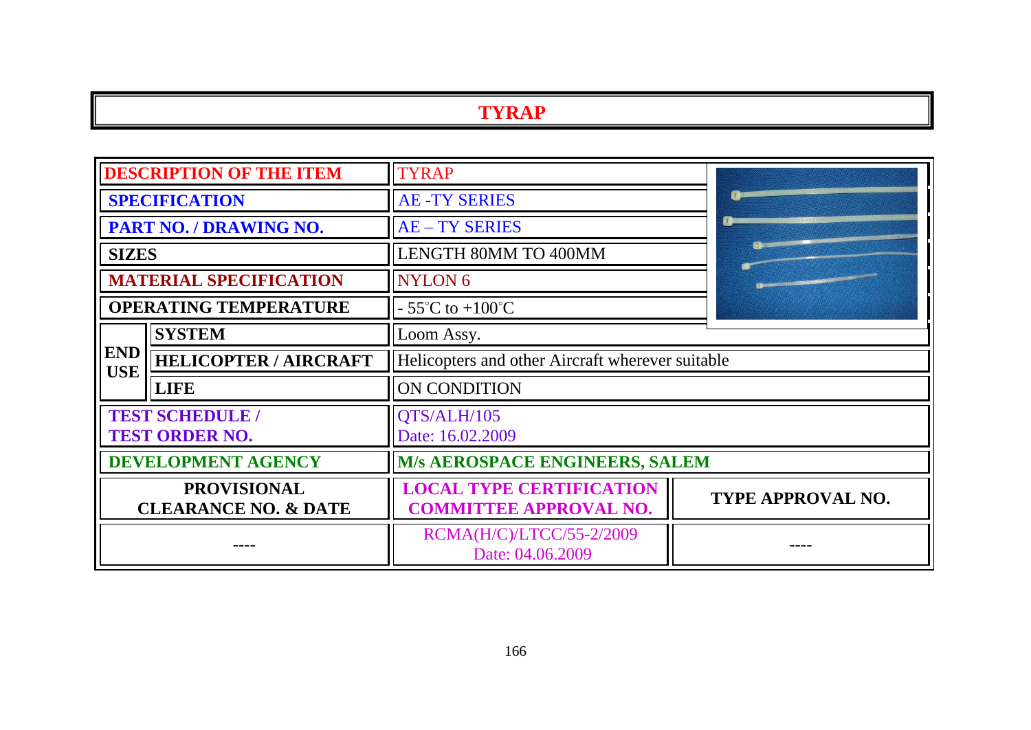# TYRAP

| DESCRIPTION OF THE ITEM | | TYRAP | |
|---|---|---|---|
| SPECIFICATION | | AE -TY SERIES | |
| PART NO. / DRAWING NO. | | AE – TY SERIES | |
| SIZES | | LENGTH 80MM TO 400MM | |
| MATERIAL SPECIFICATION | | NYLON 6 | |
| OPERATING TEMPERATURE | | - 55°C to +100°C | |
| END USE | SYSTEM | Loom Assy. | |
| | HELICOPTER / AIRCRAFT | Helicopters and other Aircraft wherever suitable | |
| | LIFE | ON CONDITION | |
| TEST SCHEDULE / TEST ORDER NO. | | QTS/ALH/105 Date: 16.02.2009 | |
| DEVELOPMENT AGENCY | | M/s AEROSPACE ENGINEERS, SALEM | |
| PROVISIONAL CLEARANCE NO. & DATE | | LOCAL TYPE CERTIFICATION COMMITTEE APPROVAL NO. | TYPE APPROVAL NO. |
| ---- | | RCMA(H/C)/LTCC/55-2/2009 Date: 04.06.2009 | ---- |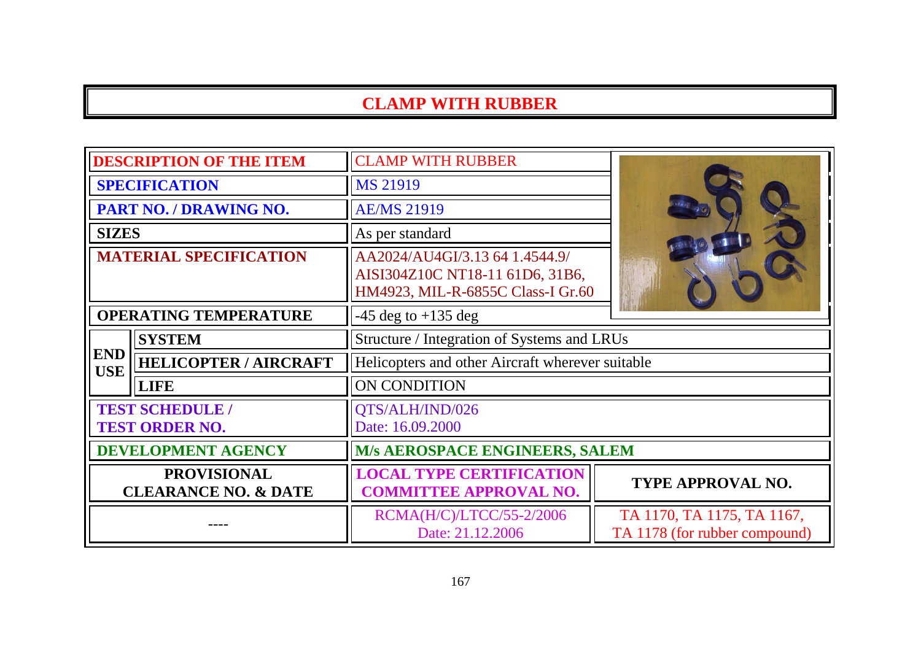# CLAMP WITH RUBBER

| | | | |
|---|---|---|---|
| **DESCRIPTION OF THE ITEM** | | CLAMP WITH RUBBER | |
| **SPECIFICATION** | | MS 21919 | |
| **PART NO. / DRAWING NO.** | | AE/MS 21919 | |
| **SIZES** | | As per standard | |
| **MATERIAL SPECIFICATION** | | AA2024/AU4GI/3.13 64 1.4544.9/ AISI304Z10C NT18-11 61D6, 31B6, HM4923, MIL-R-6855C Class-I Gr.60 | |
| **OPERATING TEMPERATURE** | | -45 deg to +135 deg | |
| **END USE** | **SYSTEM** | Structure / Integration of Systems and LRUs | |
| | **HELICOPTER / AIRCRAFT** | Helicopters and other Aircraft wherever suitable | |
| | **LIFE** | ON CONDITION | |
| **TEST SCHEDULE / TEST ORDER NO.** | | QTS/ALH/IND/026 Date: 16.09.2000 | |
| **DEVELOPMENT AGENCY** | | **M/s AEROSPACE ENGINEERS, SALEM** | |
| **PROVISIONAL CLEARANCE NO. & DATE** | | **LOCAL TYPE CERTIFICATION COMMITTEE APPROVAL NO.** | **TYPE APPROVAL NO.** |
| ---- | | RCMA(H/C)/LTCC/55-2/2006 Date: 21.12.2006 | TA 1170, TA 1175, TA 1167, TA 1178 (for rubber compound) |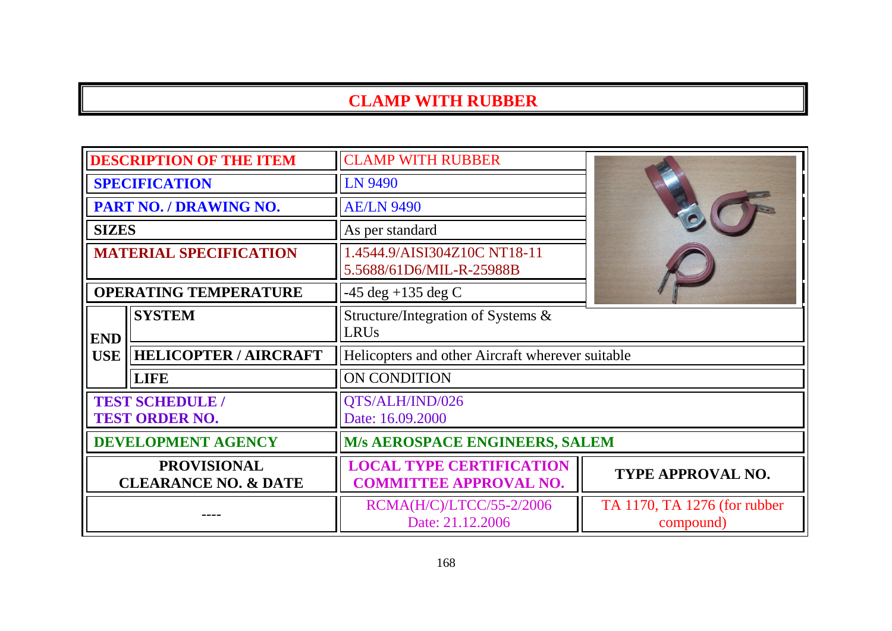# CLAMP WITH RUBBER

| DESCRIPTION OF THE ITEM | | CLAMP WITH RUBBER | |
|---|---|---|---|
| SPECIFICATION | | LN 9490 | |
| PART NO. / DRAWING NO. | | AE/LN 9490 | |
| SIZES | | As per standard | |
| MATERIAL SPECIFICATION | | 1.4544.9/AISI304Z10C NT18-11<br>5.5688/61D6/MIL-R-25988B | |
| OPERATING TEMPERATURE | | -45 deg +135 deg C | |
| END USE | SYSTEM | Structure/Integration of Systems & LRUs | |
| | HELICOPTER / AIRCRAFT | Helicopters and other Aircraft wherever suitable | |
| | LIFE | ON CONDITION | |
| TEST SCHEDULE / TEST ORDER NO. | | QTS/ALH/IND/026<br>Date: 16.09.2000 | |
| DEVELOPMENT AGENCY | | M/s AEROSPACE ENGINEERS, SALEM | |
| PROVISIONAL CLEARANCE NO. & DATE | | LOCAL TYPE CERTIFICATION COMMITTEE APPROVAL NO. | TYPE APPROVAL NO. |
| ---- | | RCMA(H/C)/LTCC/55-2/2006<br>Date: 21.12.2006 | TA 1170, TA 1276 (for rubber compound) |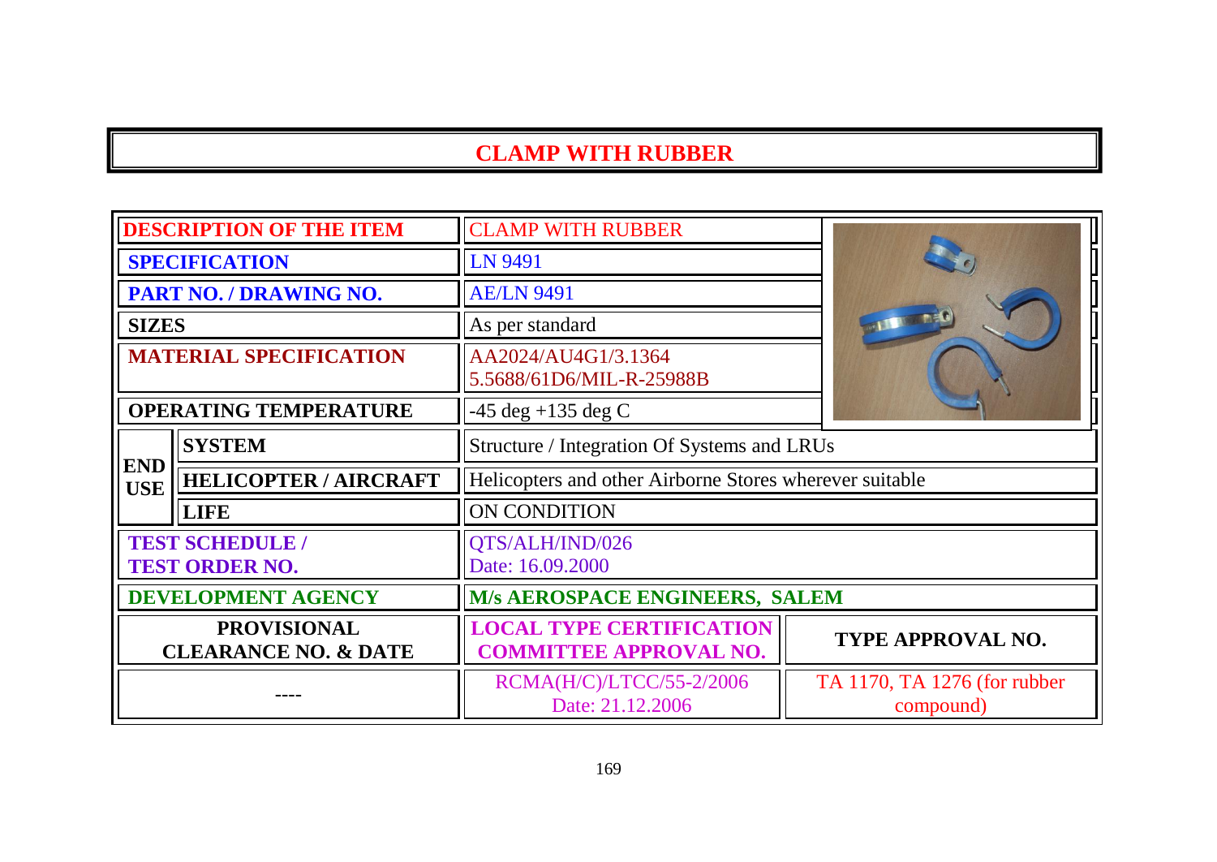# CLAMP WITH RUBBER

| | | | |
|---|---|---|---|
| **DESCRIPTION OF THE ITEM** | | CLAMP WITH RUBBER | |
| **SPECIFICATION** | | LN 9491 | |
| **PART NO. / DRAWING NO.** | | AE/LN 9491 | |
| **SIZES** | | As per standard | |
| **MATERIAL SPECIFICATION** | | AA2024/AU4G1/3.1364 5.5688/61D6/MIL-R-25988B | |
| **OPERATING TEMPERATURE** | | -45 deg +135 deg C | |
| **END USE** | **SYSTEM** | Structure / Integration Of Systems and LRUs | |
| | **HELICOPTER / AIRCRAFT** | Helicopters and other Airborne Stores wherever suitable | |
| | **LIFE** | ON CONDITION | |
| **TEST SCHEDULE / TEST ORDER NO.** | | QTS/ALH/IND/026 Date: 16.09.2000 | |
| **DEVELOPMENT AGENCY** | | **M/s AEROSPACE ENGINEERS, SALEM** | |
| **PROVISIONAL CLEARANCE NO. & DATE** | | **LOCAL TYPE CERTIFICATION COMMITTEE APPROVAL NO.** | **TYPE APPROVAL NO.** |
| ---- | | RCMA(H/C)/LTCC/55-2/2006 Date: 21.12.2006 | TA 1170, TA 1276 (for rubber compound) |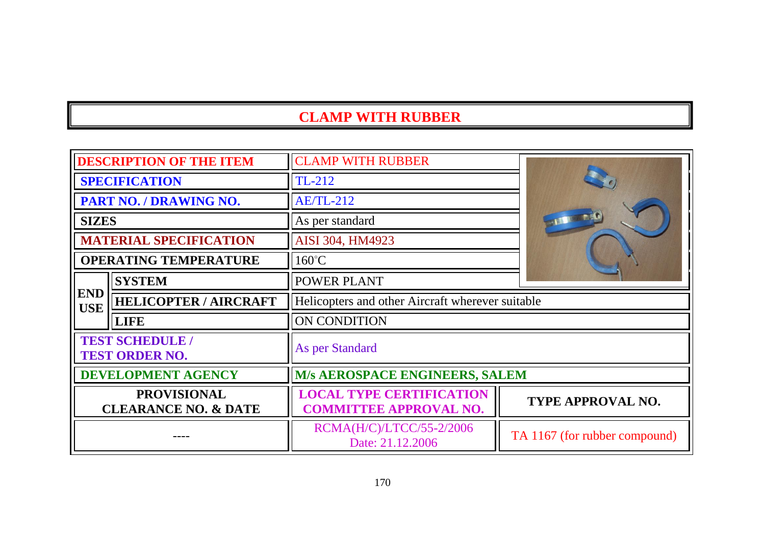# CLAMP WITH RUBBER

| | | | |
|---|---|---|---|
| **DESCRIPTION OF THE ITEM** | | CLAMP WITH RUBBER | |
| **SPECIFICATION** | | TL-212 | |
| **PART NO. / DRAWING NO.** | | AE/TL-212 | |
| **SIZES** | | As per standard | |
| **MATERIAL SPECIFICATION** | | AISI 304, HM4923 | |
| **OPERATING TEMPERATURE** | | 160°C | |
| **END USE** | **SYSTEM** | POWER PLANT | |
| | **HELICOPTER / AIRCRAFT** | Helicopters and other Aircraft wherever suitable | |
| | **LIFE** | ON CONDITION | |
| **TEST SCHEDULE / TEST ORDER NO.** | | As per Standard | |
| **DEVELOPMENT AGENCY** | | **M/s AEROSPACE ENGINEERS, SALEM** | |
| **PROVISIONAL CLEARANCE NO. & DATE** | | **LOCAL TYPE CERTIFICATION COMMITTEE APPROVAL NO.** | **TYPE APPROVAL NO.** |
| ---- | | RCMA(H/C)/LTCC/55-2/2006 Date: 21.12.2006 | TA 1167 (for rubber compound) |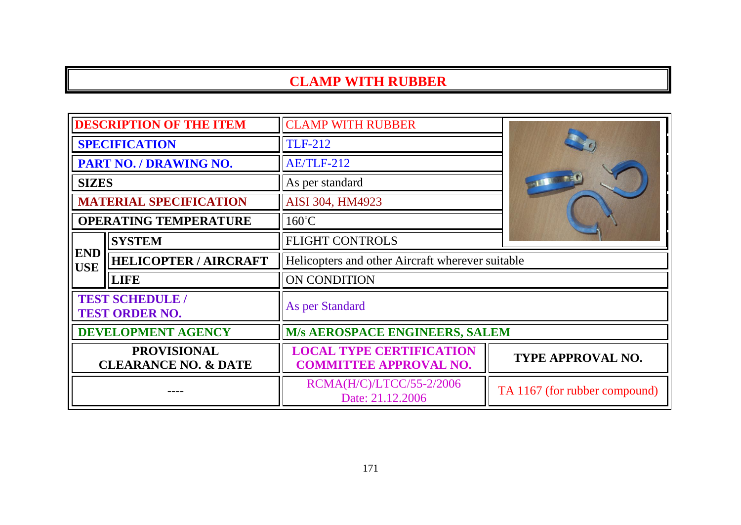# CLAMP WITH RUBBER

| | | | |
|---|---|---|---|
| **DESCRIPTION OF THE ITEM** | | CLAMP WITH RUBBER | |
| **SPECIFICATION** | | TLF-212 | |
| **PART NO. / DRAWING NO.** | | AE/TLF-212 | |
| **SIZES** | | As per standard | |
| **MATERIAL SPECIFICATION** | | AISI 304, HM4923 | |
| **OPERATING TEMPERATURE** | | 160°C | |
| **END USE** | **SYSTEM** | FLIGHT CONTROLS | |
| | **HELICOPTER / AIRCRAFT** | Helicopters and other Aircraft wherever suitable | |
| | **LIFE** | ON CONDITION | |
| **TEST SCHEDULE / TEST ORDER NO.** | | As per Standard | |
| **DEVELOPMENT AGENCY** | | **M/s AEROSPACE ENGINEERS, SALEM** | |
| **PROVISIONAL CLEARANCE NO. & DATE** | | **LOCAL TYPE CERTIFICATION COMMITTEE APPROVAL NO.** | **TYPE APPROVAL NO.** |
| ---- | | RCMA(H/C)/LTCC/55-2/2006 Date: 21.12.2006 | TA 1167 (for rubber compound) |